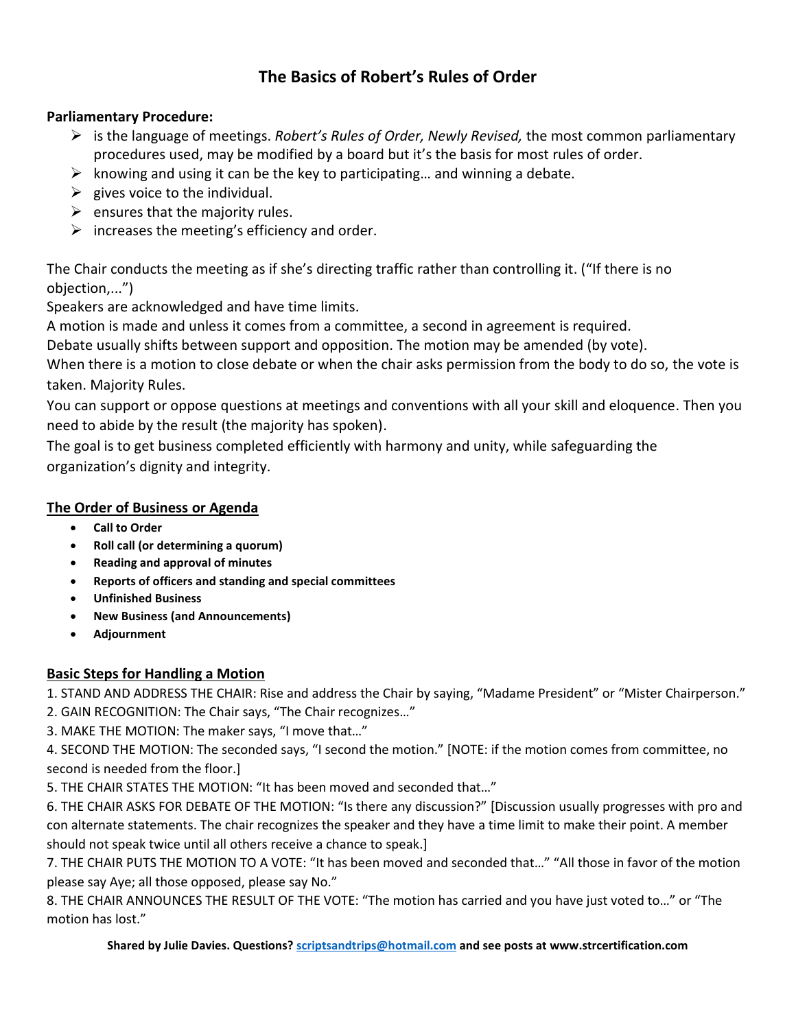# The Basics of Robert's Rules of Order

**Parliamentary Procedure:**

- is the language of meetings. *Robert's Rules of Order, Newly Revised,* the most common parliamentary procedures used, may be modified by a board but it's the basis for most rules of order.
- knowing and using it can be the key to participating… and winning a debate.
- gives voice to the individual.
- ensures that the majority rules.
- increases the meeting's efficiency and order.

The Chair conducts the meeting as if she's directing traffic rather than controlling it. ("If there is no objection,...")
Speakers are acknowledged and have time limits.
A motion is made and unless it comes from a committee, a second in agreement is required.
Debate usually shifts between support and opposition. The motion may be amended (by vote).
When there is a motion to close debate or when the chair asks permission from the body to do so, the vote is taken. Majority Rules.
You can support or oppose questions at meetings and conventions with all your skill and eloquence. Then you need to abide by the result (the majority has spoken).
The goal is to get business completed efficiently with harmony and unity, while safeguarding the organization's dignity and integrity.

## The Order of Business or Agenda

- **Call to Order**
- **Roll call (or determining a quorum)**
- **Reading and approval of minutes**
- **Reports of officers and standing and special committees**
- **Unfinished Business**
- **New Business (and Announcements)**
- **Adjournment**

## Basic Steps for Handling a Motion

1. STAND AND ADDRESS THE CHAIR: Rise and address the Chair by saying, "Madame President" or "Mister Chairperson."
2. GAIN RECOGNITION: The Chair says, "The Chair recognizes…"
3. MAKE THE MOTION: The maker says, "I move that…"
4. SECOND THE MOTION: The seconded says, "I second the motion." [NOTE: if the motion comes from committee, no second is needed from the floor.]
5. THE CHAIR STATES THE MOTION: "It has been moved and seconded that…"
6. THE CHAIR ASKS FOR DEBATE OF THE MOTION: "Is there any discussion?" [Discussion usually progresses with pro and con alternate statements. The chair recognizes the speaker and they have a time limit to make their point. A member should not speak twice until all others receive a chance to speak.]
7. THE CHAIR PUTS THE MOTION TO A VOTE: "It has been moved and seconded that…" "All those in favor of the motion please say Aye; all those opposed, please say No."
8. THE CHAIR ANNOUNCES THE RESULT OF THE VOTE: "The motion has carried and you have just voted to…" or "The motion has lost."

**Shared by Julie Davies. Questions? scriptsandtrips@hotmail.com and see posts at www.strcertification.com**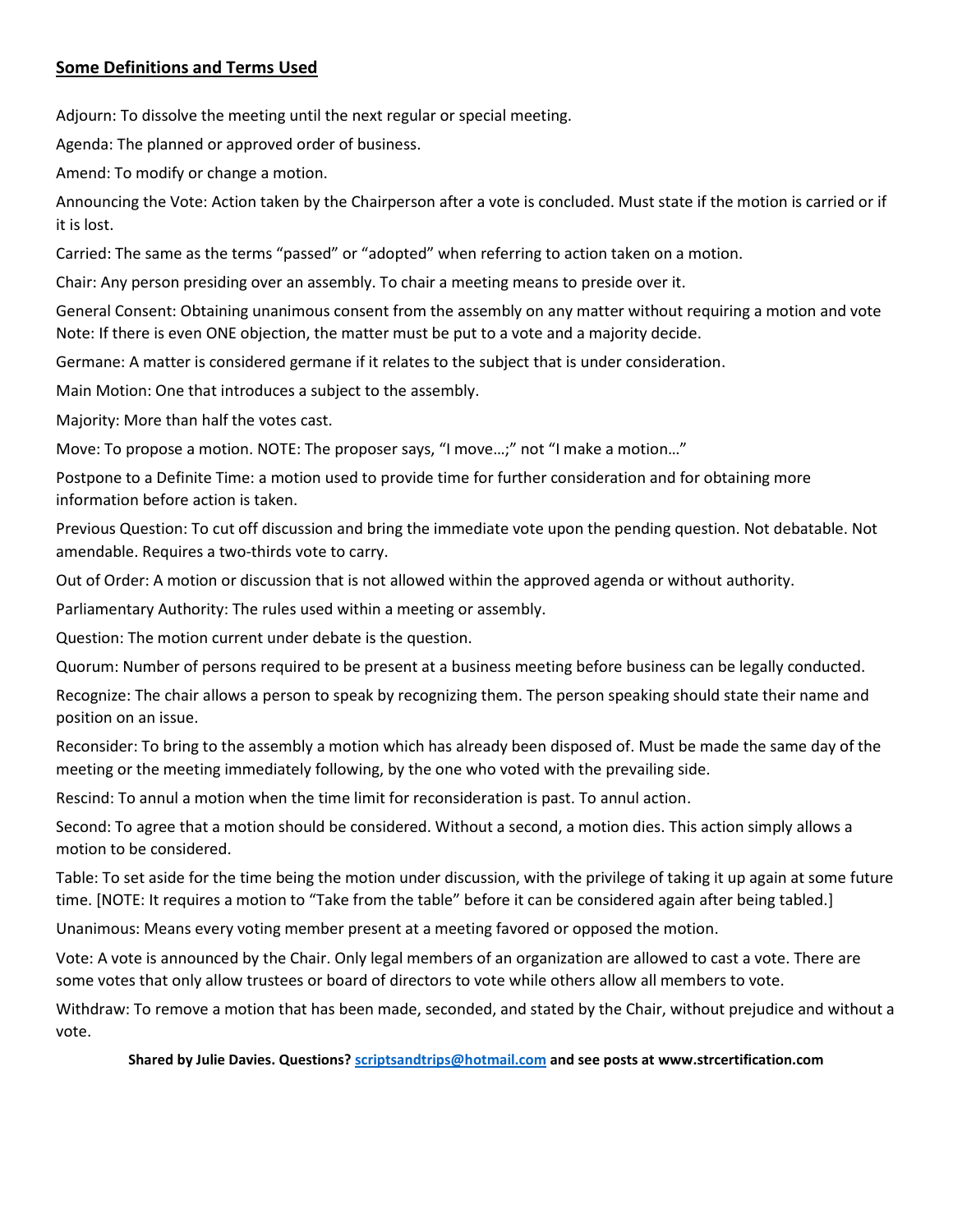## **Some Definitions and Terms Used**

Adjourn: To dissolve the meeting until the next regular or special meeting.

Agenda: The planned or approved order of business.

Amend: To modify or change a motion.

Announcing the Vote: Action taken by the Chairperson after a vote is concluded. Must state if the motion is carried or if it is lost.

Carried: The same as the terms "passed" or "adopted" when referring to action taken on a motion.

Chair: Any person presiding over an assembly. To chair a meeting means to preside over it.

General Consent: Obtaining unanimous consent from the assembly on any matter without requiring a motion and vote Note: If there is even ONE objection, the matter must be put to a vote and a majority decide.

Germane: A matter is considered germane if it relates to the subject that is under consideration.

Main Motion: One that introduces a subject to the assembly.

Majority: More than half the votes cast.

Move: To propose a motion. NOTE: The proposer says, "I move…;" not "I make a motion…"

Postpone to a Definite Time: a motion used to provide time for further consideration and for obtaining more information before action is taken.

Previous Question: To cut off discussion and bring the immediate vote upon the pending question. Not debatable. Not amendable. Requires a two-thirds vote to carry.

Out of Order: A motion or discussion that is not allowed within the approved agenda or without authority.

Parliamentary Authority: The rules used within a meeting or assembly.

Question: The motion current under debate is the question.

Quorum: Number of persons required to be present at a business meeting before business can be legally conducted.

Recognize: The chair allows a person to speak by recognizing them. The person speaking should state their name and position on an issue.

Reconsider: To bring to the assembly a motion which has already been disposed of. Must be made the same day of the meeting or the meeting immediately following, by the one who voted with the prevailing side.

Rescind: To annul a motion when the time limit for reconsideration is past. To annul action.

Second: To agree that a motion should be considered. Without a second, a motion dies. This action simply allows a motion to be considered.

Table: To set aside for the time being the motion under discussion, with the privilege of taking it up again at some future time. [NOTE: It requires a motion to "Take from the table" before it can be considered again after being tabled.]

Unanimous: Means every voting member present at a meeting favored or opposed the motion.

Vote: A vote is announced by the Chair. Only legal members of an organization are allowed to cast a vote. There are some votes that only allow trustees or board of directors to vote while others allow all members to vote.

Withdraw: To remove a motion that has been made, seconded, and stated by the Chair, without prejudice and without a vote.

**Shared by Julie Davies. Questions? scriptsandtrips@hotmail.com and see posts at www.strcertification.com**